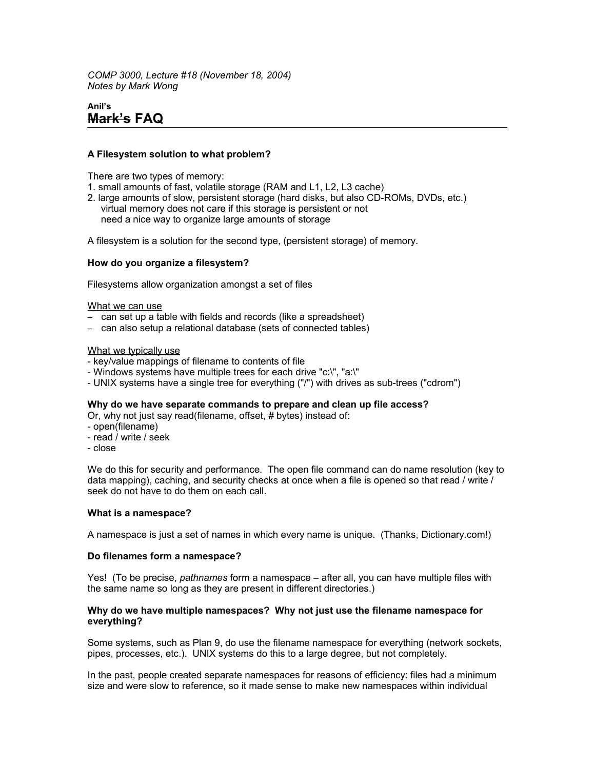*COMP 3000, Lecture #18 (November 18, 2004)*
*Notes by Mark Wong*

**Anil's**
# ~~Mark's~~ FAQ

### A Filesystem solution to what problem?

There are two types of memory:
1. small amounts of fast, volatile storage (RAM and L1, L2, L3 cache)
2. large amounts of slow, persistent storage (hard disks, but also CD-ROMs, DVDs, etc.)
   virtual memory does not care if this storage is persistent or not
   need a nice way to organize large amounts of storage

A filesystem is a solution for the second type, (persistent storage) of memory.

### How do you organize a filesystem?

Filesystems allow organization amongst a set of files

<u>What we can use</u>
- can set up a table with fields and records (like a spreadsheet)
- can also setup a relational database (sets of connected tables)

<u>What we typically use</u>
- key/value mappings of filename to contents of file
- Windows systems have multiple trees for each drive "c:\", "a:\"
- UNIX systems have a single tree for everything ("/") with drives as sub-trees ("cdrom")

### Why do we have separate commands to prepare and clean up file access?

Or, why not just say read(filename, offset, # bytes) instead of:
- open(filename)
- read / write / seek
- close

We do this for security and performance. The open file command can do name resolution (key to data mapping), caching, and security checks at once when a file is opened so that read / write / seek do not have to do them on each call.

### What is a namespace?

A namespace is just a set of names in which every name is unique. (Thanks, Dictionary.com!)

### Do filenames form a namespace?

Yes! (To be precise, *pathnames* form a namespace – after all, you can have multiple files with the same name so long as they are present in different directories.)

### Why do we have multiple namespaces? Why not just use the filename namespace for everything?

Some systems, such as Plan 9, do use the filename namespace for everything (network sockets, pipes, processes, etc.). UNIX systems do this to a large degree, but not completely.

In the past, people created separate namespaces for reasons of efficiency: files had a minimum size and were slow to reference, so it made sense to make new namespaces within individual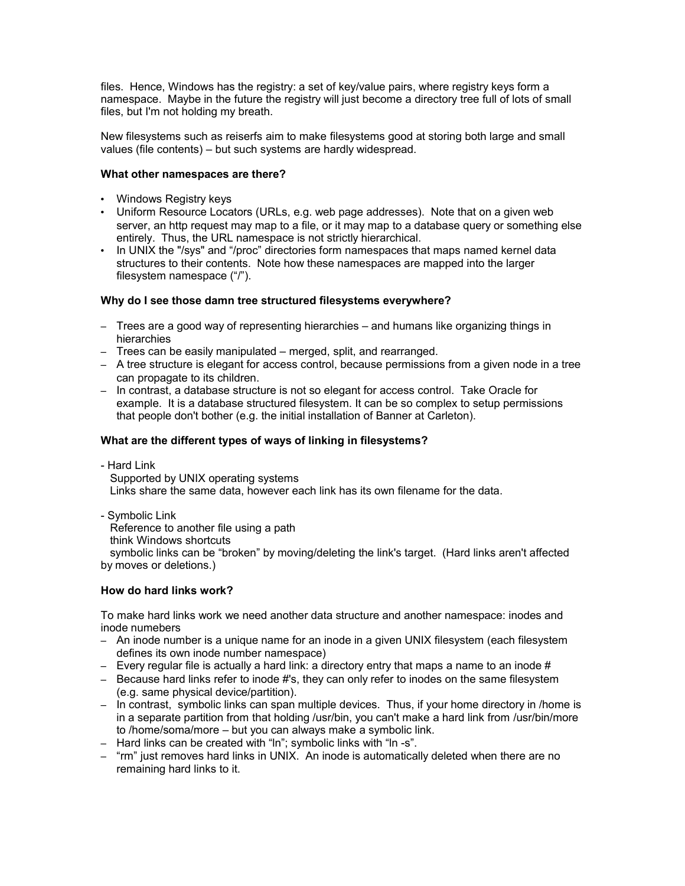files. Hence, Windows has the registry: a set of key/value pairs, where registry keys form a namespace. Maybe in the future the registry will just become a directory tree full of lots of small files, but I'm not holding my breath.

New filesystems such as reiserfs aim to make filesystems good at storing both large and small values (file contents) – but such systems are hardly widespread.

**What other namespaces are there?**

- Windows Registry keys
- Uniform Resource Locators (URLs, e.g. web page addresses). Note that on a given web server, an http request may map to a file, or it may map to a database query or something else entirely. Thus, the URL namespace is not strictly hierarchical.
- In UNIX the "/sys" and "/proc" directories form namespaces that maps named kernel data structures to their contents. Note how these namespaces are mapped into the larger filesystem namespace ("/").

**Why do I see those damn tree structured filesystems everywhere?**

- Trees are a good way of representing hierarchies – and humans like organizing things in hierarchies
- Trees can be easily manipulated – merged, split, and rearranged.
- A tree structure is elegant for access control, because permissions from a given node in a tree can propagate to its children.
- In contrast, a database structure is not so elegant for access control. Take Oracle for example. It is a database structured filesystem. It can be so complex to setup permissions that people don't bother (e.g. the initial installation of Banner at Carleton).

**What are the different types of ways of linking in filesystems?**

- Hard Link
  Supported by UNIX operating systems
  Links share the same data, however each link has its own filename for the data.

- Symbolic Link
  Reference to another file using a path
  think Windows shortcuts
  symbolic links can be "broken" by moving/deleting the link's target. (Hard links aren't affected by moves or deletions.)

**How do hard links work?**

To make hard links work we need another data structure and another namespace: inodes and inode numebers

- An inode number is a unique name for an inode in a given UNIX filesystem (each filesystem defines its own inode number namespace)
- Every regular file is actually a hard link: a directory entry that maps a name to an inode #
- Because hard links refer to inode #'s, they can only refer to inodes on the same filesystem (e.g. same physical device/partition).
- In contrast, symbolic links can span multiple devices. Thus, if your home directory in /home is in a separate partition from that holding /usr/bin, you can't make a hard link from /usr/bin/more to /home/soma/more – but you can always make a symbolic link.
- Hard links can be created with "ln"; symbolic links with "ln -s".
- "rm" just removes hard links in UNIX. An inode is automatically deleted when there are no remaining hard links to it.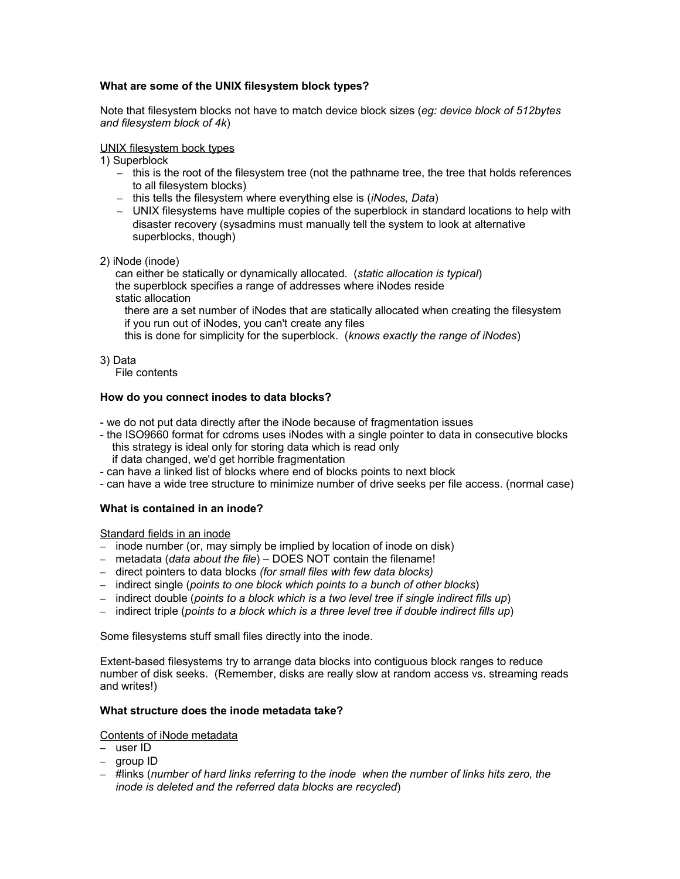**What are some of the UNIX filesystem block types?**

Note that filesystem blocks not have to match device block sizes (*eg: device block of 512bytes and filesystem block of 4k*)

UNIX filesystem bock types

1) Superblock
   - this is the root of the filesystem tree (not the pathname tree, the tree that holds references to all filesystem blocks)
   - this tells the filesystem where everything else is (*iNodes, Data*)
   - UNIX filesystems have multiple copies of the superblock in standard locations to help with disaster recovery (sysadmins must manually tell the system to look at alternative superblocks, though)

2) iNode (inode)
   can either be statically or dynamically allocated. (*static allocation is typical*)
   the superblock specifies a range of addresses where iNodes reside
   static allocation
      there are a set number of iNodes that are statically allocated when creating the filesystem
      if you run out of iNodes, you can't create any files
      this is done for simplicity for the superblock. (*knows exactly the range of iNodes*)

3) Data
   File contents

**How do you connect inodes to data blocks?**

- we do not put data directly after the iNode because of fragmentation issues
- the ISO9660 format for cdroms uses iNodes with a single pointer to data in consecutive blocks
  this strategy is ideal only for storing data which is read only
  if data changed, we'd get horrible fragmentation
- can have a linked list of blocks where end of blocks points to next block
- can have a wide tree structure to minimize number of drive seeks per file access. (normal case)

**What is contained in an inode?**

Standard fields in an inode

- inode number (or, may simply be implied by location of inode on disk)
- metadata (*data about the file*) – DOES NOT contain the filename!
- direct pointers to data blocks *(for small files with few data blocks)*
- indirect single (*points to one block which points to a bunch of other blocks*)
- indirect double (*points to a block which is a two level tree if single indirect fills up*)
- indirect triple (*points to a block which is a three level tree if double indirect fills up*)

Some filesystems stuff small files directly into the inode.

Extent-based filesystems try to arrange data blocks into contiguous block ranges to reduce number of disk seeks. (Remember, disks are really slow at random access vs. streaming reads and writes!)

**What structure does the inode metadata take?**

Contents of iNode metadata

- user ID
- group ID
- #links (*number of hard links referring to the inode when the number of links hits zero, the inode is deleted and the referred data blocks are recycled*)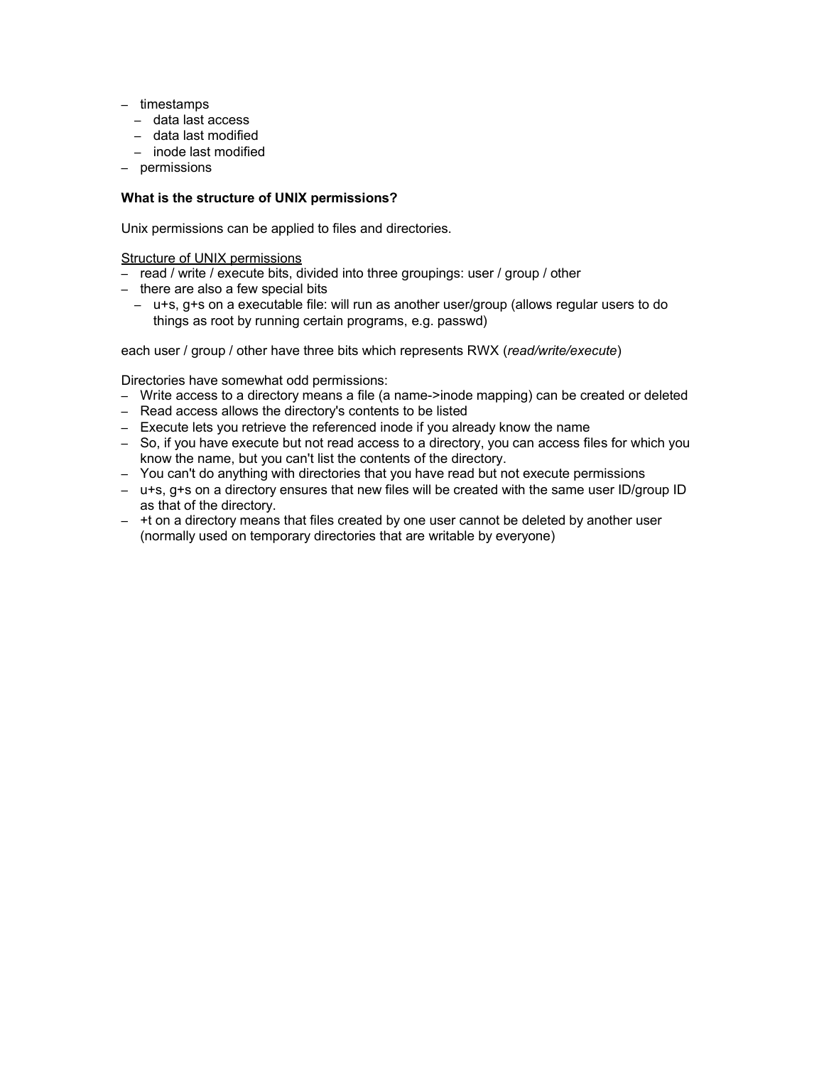- timestamps
  - data last access
  - data last modified
  - inode last modified
- permissions

**What is the structure of UNIX permissions?**

Unix permissions can be applied to files and directories.

<u>Structure of UNIX permissions</u>

- read / write / execute bits, divided into three groupings: user / group / other
- there are also a few special bits
  - u+s, g+s on a executable file: will run as another user/group (allows regular users to do things as root by running certain programs, e.g. passwd)

each user / group / other have three bits which represents RWX (*read/write/execute*)

Directories have somewhat odd permissions:

- Write access to a directory means a file (a name->inode mapping) can be created or deleted
- Read access allows the directory's contents to be listed
- Execute lets you retrieve the referenced inode if you already know the name
- So, if you have execute but not read access to a directory, you can access files for which you know the name, but you can't list the contents of the directory.
- You can't do anything with directories that you have read but not execute permissions
- u+s, g+s on a directory ensures that new files will be created with the same user ID/group ID as that of the directory.
- +t on a directory means that files created by one user cannot be deleted by another user (normally used on temporary directories that are writable by everyone)